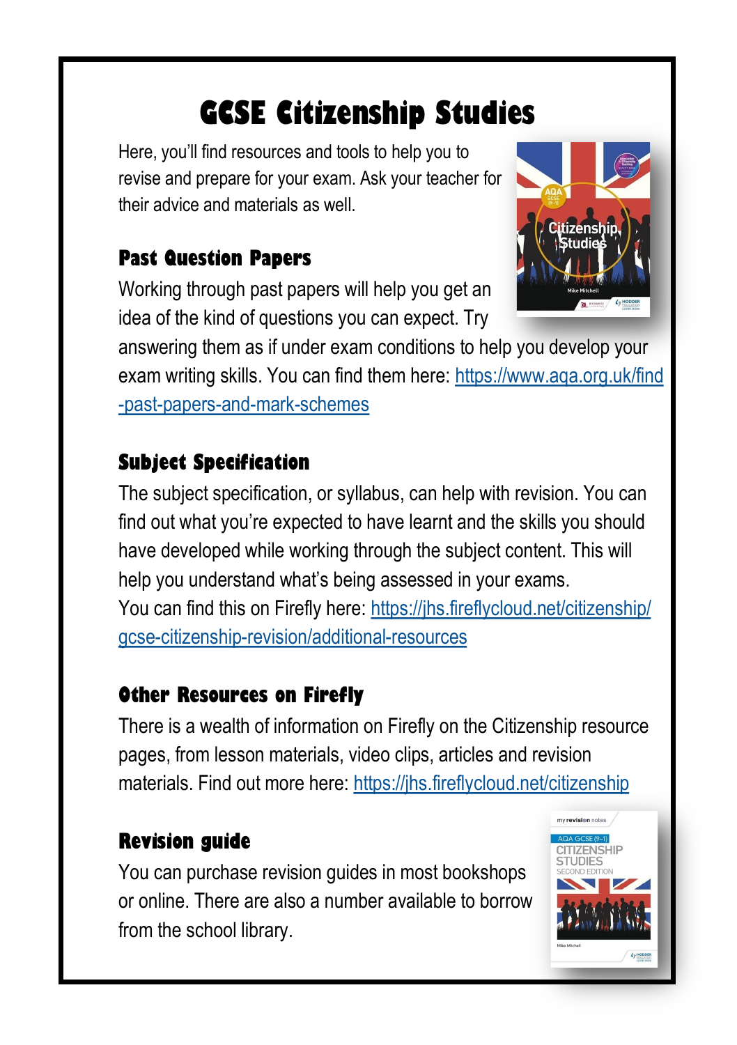# GCSE Citizenship Studies

Here, you'll find resources and tools to help you to revise and prepare for your exam. Ask your teacher for their advice and materials as well.

## Past Question Papers

Working through past papers will help you get an idea of the kind of questions you can expect. Try answering them as if under exam conditions to help you develop your exam writing skills. You can find them here: https://www.aqa.org.uk/find-past-papers-and-mark-schemes

## Subject Specification

The subject specification, or syllabus, can help with revision. You can find out what you're expected to have learnt and the skills you should have developed while working through the subject content. This will help you understand what's being assessed in your exams.
You can find this on Firefly here: https://jhs.fireflycloud.net/citizenship/gcse-citizenship-revision/additional-resources

## Other Resources on Firefly

There is a wealth of information on Firefly on the Citizenship resource pages, from lesson materials, video clips, articles and revision materials. Find out more here: https://jhs.fireflycloud.net/citizenship

## Revision guide

You can purchase revision guides in most bookshops or online. There are also a number available to borrow from the school library.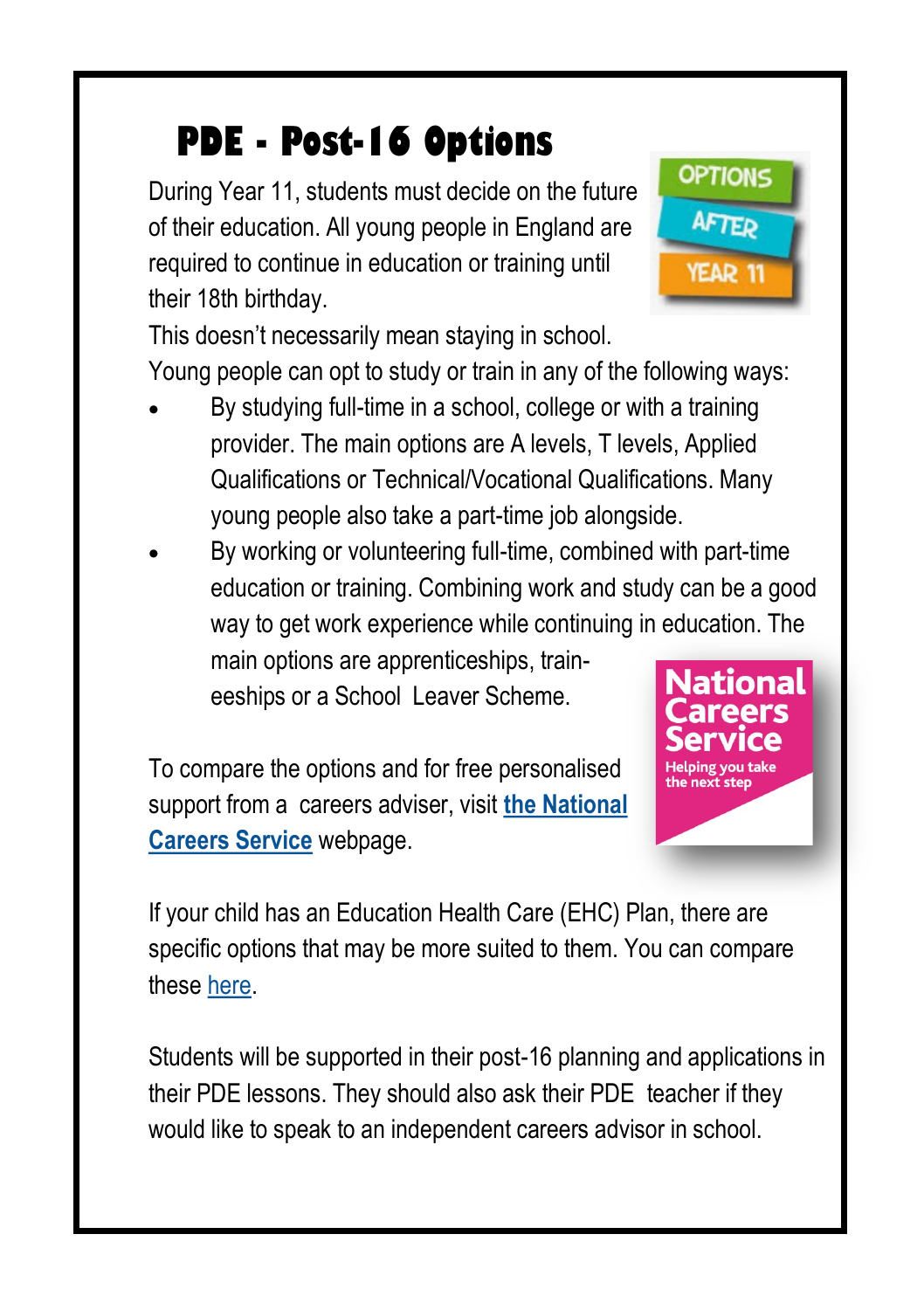# PDE - Post-16 Options

During Year 11, students must decide on the future of their education. All young people in England are required to continue in education or training until their 18th birthday.

This doesn't necessarily mean staying in school.

Young people can opt to study or train in any of the following ways:

- By studying full-time in a school, college or with a training provider. The main options are A levels, T levels, Applied Qualifications or Technical/Vocational Qualifications. Many young people also take a part-time job alongside.
- By working or volunteering full-time, combined with part-time education or training. Combining work and study can be a good way to get work experience while continuing in education. The main options are apprenticeships, traineeships or a School Leaver Scheme.

To compare the options and for free personalised support from a careers adviser, visit **the National Careers Service** webpage.

If your child has an Education Health Care (EHC) Plan, there are specific options that may be more suited to them. You can compare these here.

Students will be supported in their post-16 planning and applications in their PDE lessons. They should also ask their PDE teacher if they would like to speak to an independent careers advisor in school.